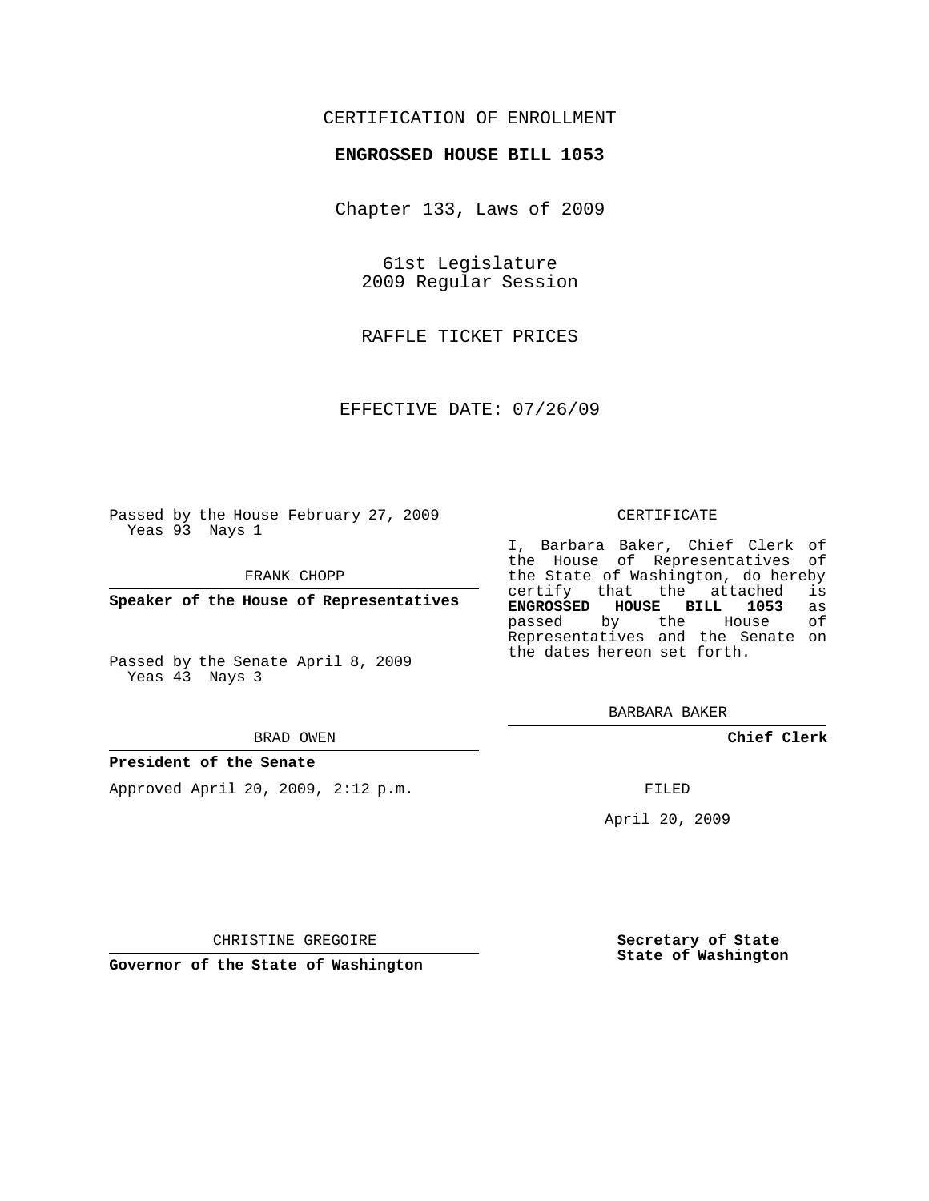CERTIFICATION OF ENROLLMENT

**ENGROSSED HOUSE BILL 1053**

Chapter 133, Laws of 2009

61st Legislature
2009 Regular Session

RAFFLE TICKET PRICES

EFFECTIVE DATE: 07/26/09

Passed by the House February 27, 2009
Yeas 93 Nays 1

FRANK CHOPP

**Speaker of the House of Representatives**

Passed by the Senate April 8, 2009
Yeas 43 Nays 3

BRAD OWEN

**President of the Senate**

Approved April 20, 2009, 2:12 p.m.

CHRISTINE GREGOIRE

**Governor of the State of Washington**

CERTIFICATE

I, Barbara Baker, Chief Clerk of the House of Representatives of the State of Washington, do hereby certify that the attached is **ENGROSSED HOUSE BILL 1053** as passed by the House of Representatives and the Senate on the dates hereon set forth.

BARBARA BAKER

**Chief Clerk**

FILED

April 20, 2009

**Secretary of State**
**State of Washington**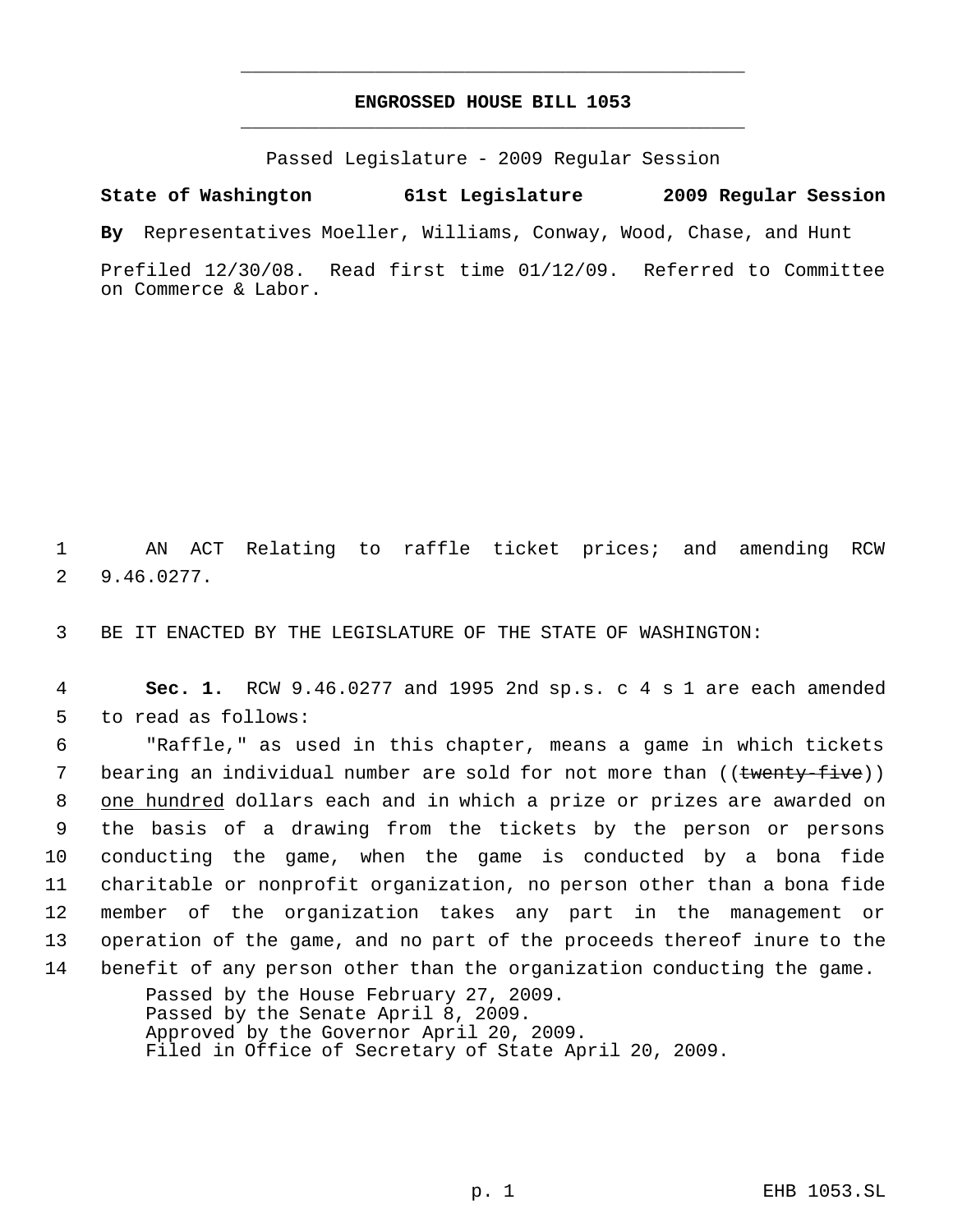## ENGROSSED HOUSE BILL 1053

Passed Legislature - 2009 Regular Session

**State of Washington 61st Legislature 2009 Regular Session**

**By** Representatives Moeller, Williams, Conway, Wood, Chase, and Hunt

Prefiled 12/30/08. Read first time 01/12/09. Referred to Committee on Commerce & Labor.

1 AN ACT Relating to raffle ticket prices; and amending RCW
2 9.46.0277.

3 BE IT ENACTED BY THE LEGISLATURE OF THE STATE OF WASHINGTON:

4 **Sec. 1.** RCW 9.46.0277 and 1995 2nd sp.s. c 4 s 1 are each amended
5 to read as follows:

6 "Raffle," as used in this chapter, means a game in which tickets
7 bearing an individual number are sold for not more than ((~~twenty-five~~))
8 <u>one hundred</u> dollars each and in which a prize or prizes are awarded on
9 the basis of a drawing from the tickets by the person or persons
10 conducting the game, when the game is conducted by a bona fide
11 charitable or nonprofit organization, no person other than a bona fide
12 member of the organization takes any part in the management or
13 operation of the game, and no part of the proceeds thereof inure to the
14 benefit of any person other than the organization conducting the game.

Passed by the House February 27, 2009.
Passed by the Senate April 8, 2009.
Approved by the Governor April 20, 2009.
Filed in Office of Secretary of State April 20, 2009.